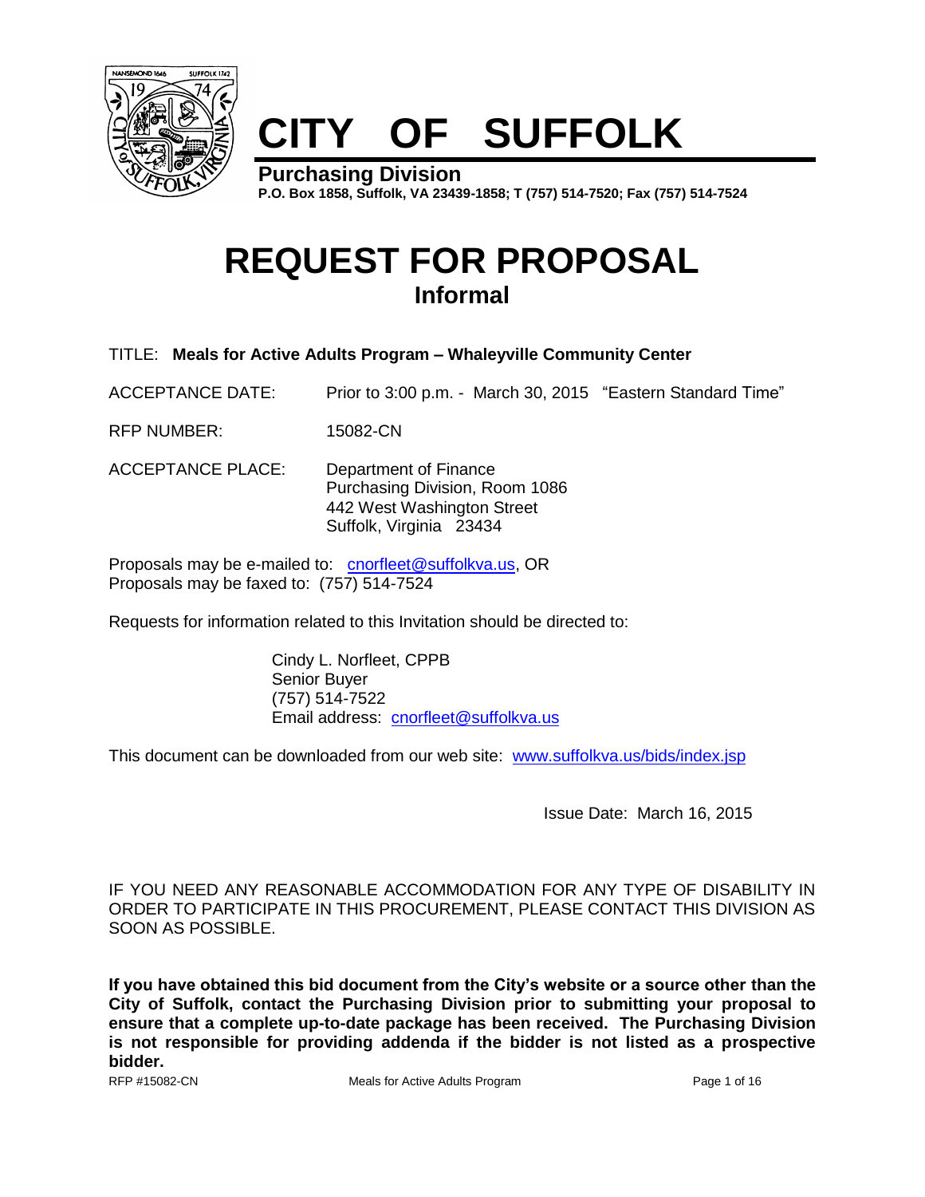# CITY OF SUFFOLK

**Purchasing Division**
**P.O. Box 1858, Suffolk, VA 23439-1858; T (757) 514-7520; Fax (757) 514-7524**

# REQUEST FOR PROPOSAL
## Informal

TITLE: **Meals for Active Adults Program – Whaleyville Community Center**

ACCEPTANCE DATE: Prior to 3:00 p.m. - March 30, 2015 "Eastern Standard Time"

RFP NUMBER: 15082-CN

ACCEPTANCE PLACE: Department of Finance
Purchasing Division, Room 1086
442 West Washington Street
Suffolk, Virginia 23434

Proposals may be e-mailed to: cnorfleet@suffolkva.us, OR
Proposals may be faxed to: (757) 514-7524

Requests for information related to this Invitation should be directed to:

Cindy L. Norfleet, CPPB
Senior Buyer
(757) 514-7522
Email address: cnorfleet@suffolkva.us

This document can be downloaded from our web site: www.suffolkva.us/bids/index.jsp

Issue Date: March 16, 2015

IF YOU NEED ANY REASONABLE ACCOMMODATION FOR ANY TYPE OF DISABILITY IN ORDER TO PARTICIPATE IN THIS PROCUREMENT, PLEASE CONTACT THIS DIVISION AS SOON AS POSSIBLE.

**If you have obtained this bid document from the City's website or a source other than the City of Suffolk, contact the Purchasing Division prior to submitting your proposal to ensure that a complete up-to-date package has been received. The Purchasing Division is not responsible for providing addenda if the bidder is not listed as a prospective bidder.**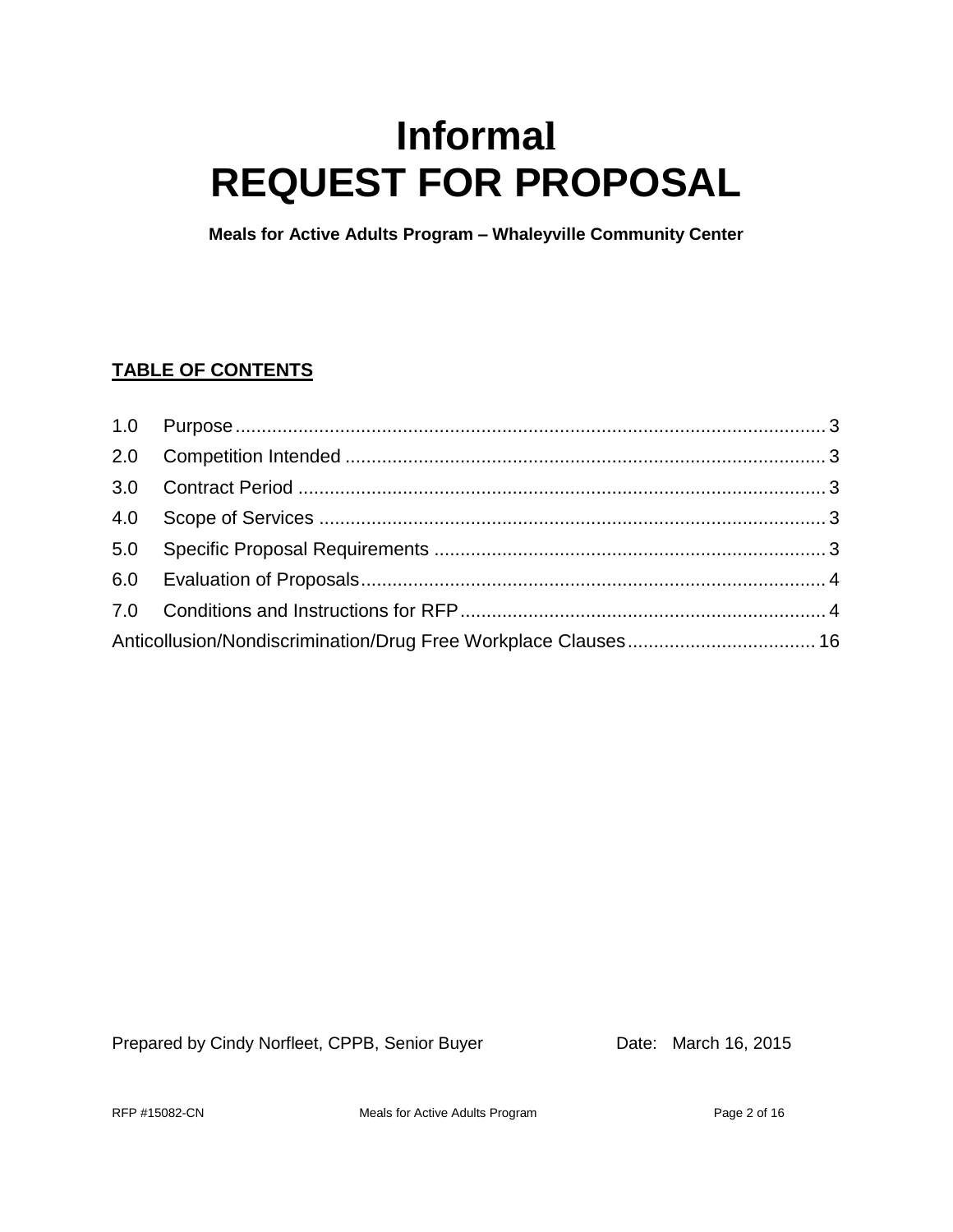# Informal
# REQUEST FOR PROPOSAL

**Meals for Active Adults Program – Whaleyville Community Center**

**TABLE OF CONTENTS**

| | | |
|---|---|---|
| 1.0 | Purpose | 3 |
| 2.0 | Competition Intended | 3 |
| 3.0 | Contract Period | 3 |
| 4.0 | Scope of Services | 3 |
| 5.0 | Specific Proposal Requirements | 3 |
| 6.0 | Evaluation of Proposals | 4 |
| 7.0 | Conditions and Instructions for RFP | 4 |
| Anticollusion/Nondiscrimination/Drug Free Workplace Clauses | | 16 |

Prepared by Cindy Norfleet, CPPB, Senior Buyer    Date: March 16, 2015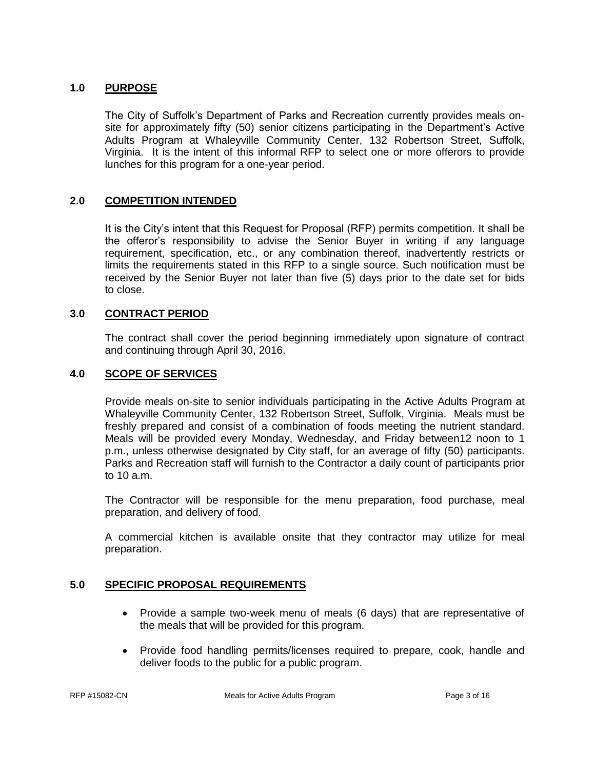## 1.0 PURPOSE

The City of Suffolk's Department of Parks and Recreation currently provides meals on-site for approximately fifty (50) senior citizens participating in the Department's Active Adults Program at Whaleyville Community Center, 132 Robertson Street, Suffolk, Virginia. It is the intent of this informal RFP to select one or more offerors to provide lunches for this program for a one-year period.

## 2.0 COMPETITION INTENDED

It is the City's intent that this Request for Proposal (RFP) permits competition. It shall be the offeror's responsibility to advise the Senior Buyer in writing if any language requirement, specification, etc., or any combination thereof, inadvertently restricts or limits the requirements stated in this RFP to a single source. Such notification must be received by the Senior Buyer not later than five (5) days prior to the date set for bids to close.

## 3.0 CONTRACT PERIOD

The contract shall cover the period beginning immediately upon signature of contract and continuing through April 30, 2016.

## 4.0 SCOPE OF SERVICES

Provide meals on-site to senior individuals participating in the Active Adults Program at Whaleyville Community Center, 132 Robertson Street, Suffolk, Virginia. Meals must be freshly prepared and consist of a combination of foods meeting the nutrient standard. Meals will be provided every Monday, Wednesday, and Friday between12 noon to 1 p.m., unless otherwise designated by City staff, for an average of fifty (50) participants. Parks and Recreation staff will furnish to the Contractor a daily count of participants prior to 10 a.m.

The Contractor will be responsible for the menu preparation, food purchase, meal preparation, and delivery of food.

A commercial kitchen is available onsite that they contractor may utilize for meal preparation.

## 5.0 SPECIFIC PROPOSAL REQUIREMENTS

- Provide a sample two-week menu of meals (6 days) that are representative of the meals that will be provided for this program.
- Provide food handling permits/licenses required to prepare, cook, handle and deliver foods to the public for a public program.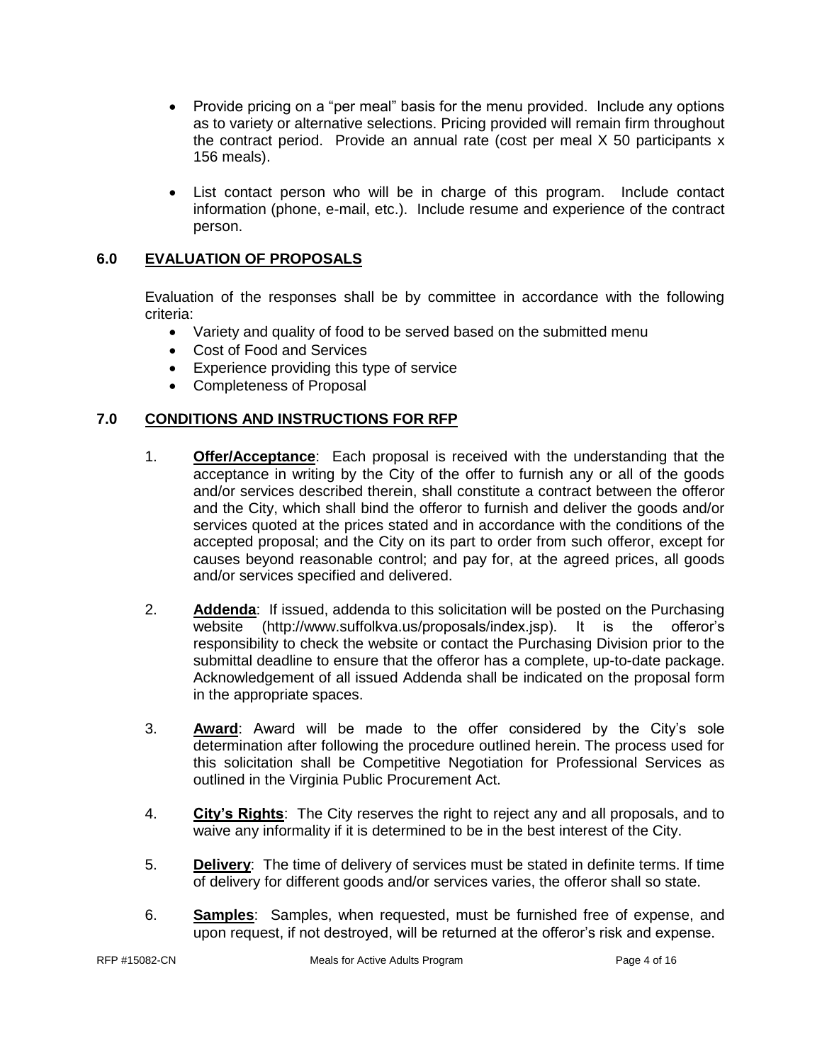- Provide pricing on a "per meal" basis for the menu provided. Include any options as to variety or alternative selections. Pricing provided will remain firm throughout the contract period. Provide an annual rate (cost per meal X 50 participants x 156 meals).

- List contact person who will be in charge of this program. Include contact information (phone, e-mail, etc.). Include resume and experience of the contract person.

## 6.0 EVALUATION OF PROPOSALS

Evaluation of the responses shall be by committee in accordance with the following criteria:

- Variety and quality of food to be served based on the submitted menu
- Cost of Food and Services
- Experience providing this type of service
- Completeness of Proposal

## 7.0 CONDITIONS AND INSTRUCTIONS FOR RFP

1. **Offer/Acceptance**: Each proposal is received with the understanding that the acceptance in writing by the City of the offer to furnish any or all of the goods and/or services described therein, shall constitute a contract between the offeror and the City, which shall bind the offeror to furnish and deliver the goods and/or services quoted at the prices stated and in accordance with the conditions of the accepted proposal; and the City on its part to order from such offeror, except for causes beyond reasonable control; and pay for, at the agreed prices, all goods and/or services specified and delivered.

2. **Addenda**: If issued, addenda to this solicitation will be posted on the Purchasing website (http://www.suffolkva.us/proposals/index.jsp). It is the offeror's responsibility to check the website or contact the Purchasing Division prior to the submittal deadline to ensure that the offeror has a complete, up-to-date package. Acknowledgement of all issued Addenda shall be indicated on the proposal form in the appropriate spaces.

3. **Award**: Award will be made to the offer considered by the City's sole determination after following the procedure outlined herein. The process used for this solicitation shall be Competitive Negotiation for Professional Services as outlined in the Virginia Public Procurement Act.

4. **City's Rights**: The City reserves the right to reject any and all proposals, and to waive any informality if it is determined to be in the best interest of the City.

5. **Delivery**: The time of delivery of services must be stated in definite terms. If time of delivery for different goods and/or services varies, the offeror shall so state.

6. **Samples**: Samples, when requested, must be furnished free of expense, and upon request, if not destroyed, will be returned at the offeror's risk and expense.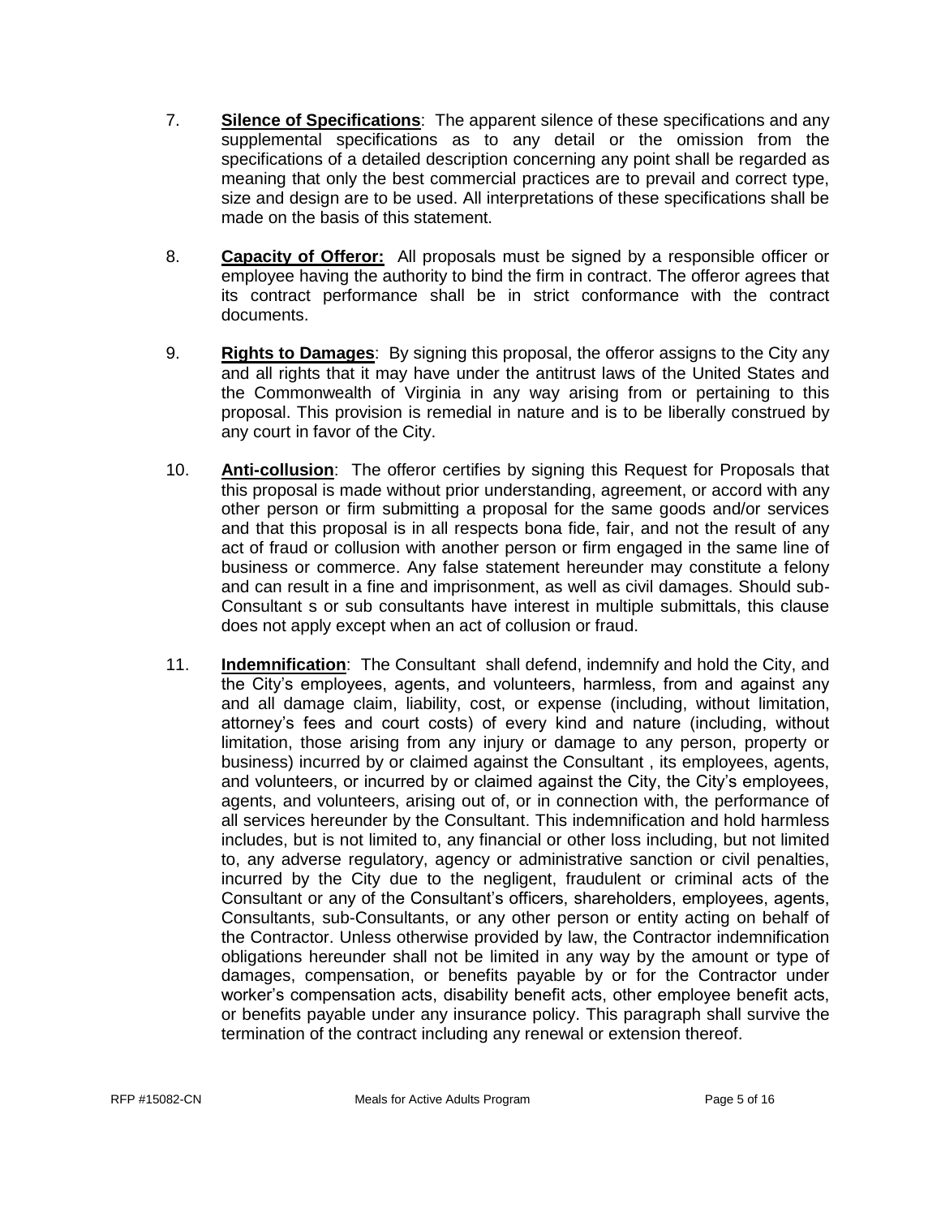7. **Silence of Specifications**: The apparent silence of these specifications and any supplemental specifications as to any detail or the omission from the specifications of a detailed description concerning any point shall be regarded as meaning that only the best commercial practices are to prevail and correct type, size and design are to be used. All interpretations of these specifications shall be made on the basis of this statement.

8. **Capacity of Offeror:** All proposals must be signed by a responsible officer or employee having the authority to bind the firm in contract. The offeror agrees that its contract performance shall be in strict conformance with the contract documents.

9. **Rights to Damages**: By signing this proposal, the offeror assigns to the City any and all rights that it may have under the antitrust laws of the United States and the Commonwealth of Virginia in any way arising from or pertaining to this proposal. This provision is remedial in nature and is to be liberally construed by any court in favor of the City.

10. **Anti-collusion**: The offeror certifies by signing this Request for Proposals that this proposal is made without prior understanding, agreement, or accord with any other person or firm submitting a proposal for the same goods and/or services and that this proposal is in all respects bona fide, fair, and not the result of any act of fraud or collusion with another person or firm engaged in the same line of business or commerce. Any false statement hereunder may constitute a felony and can result in a fine and imprisonment, as well as civil damages. Should sub-Consultant s or sub consultants have interest in multiple submittals, this clause does not apply except when an act of collusion or fraud.

11. **Indemnification**: The Consultant shall defend, indemnify and hold the City, and the City's employees, agents, and volunteers, harmless, from and against any and all damage claim, liability, cost, or expense (including, without limitation, attorney's fees and court costs) of every kind and nature (including, without limitation, those arising from any injury or damage to any person, property or business) incurred by or claimed against the Consultant , its employees, agents, and volunteers, or incurred by or claimed against the City, the City's employees, agents, and volunteers, arising out of, or in connection with, the performance of all services hereunder by the Consultant. This indemnification and hold harmless includes, but is not limited to, any financial or other loss including, but not limited to, any adverse regulatory, agency or administrative sanction or civil penalties, incurred by the City due to the negligent, fraudulent or criminal acts of the Consultant or any of the Consultant's officers, shareholders, employees, agents, Consultants, sub-Consultants, or any other person or entity acting on behalf of the Contractor. Unless otherwise provided by law, the Contractor indemnification obligations hereunder shall not be limited in any way by the amount or type of damages, compensation, or benefits payable by or for the Contractor under worker's compensation acts, disability benefit acts, other employee benefit acts, or benefits payable under any insurance policy. This paragraph shall survive the termination of the contract including any renewal or extension thereof.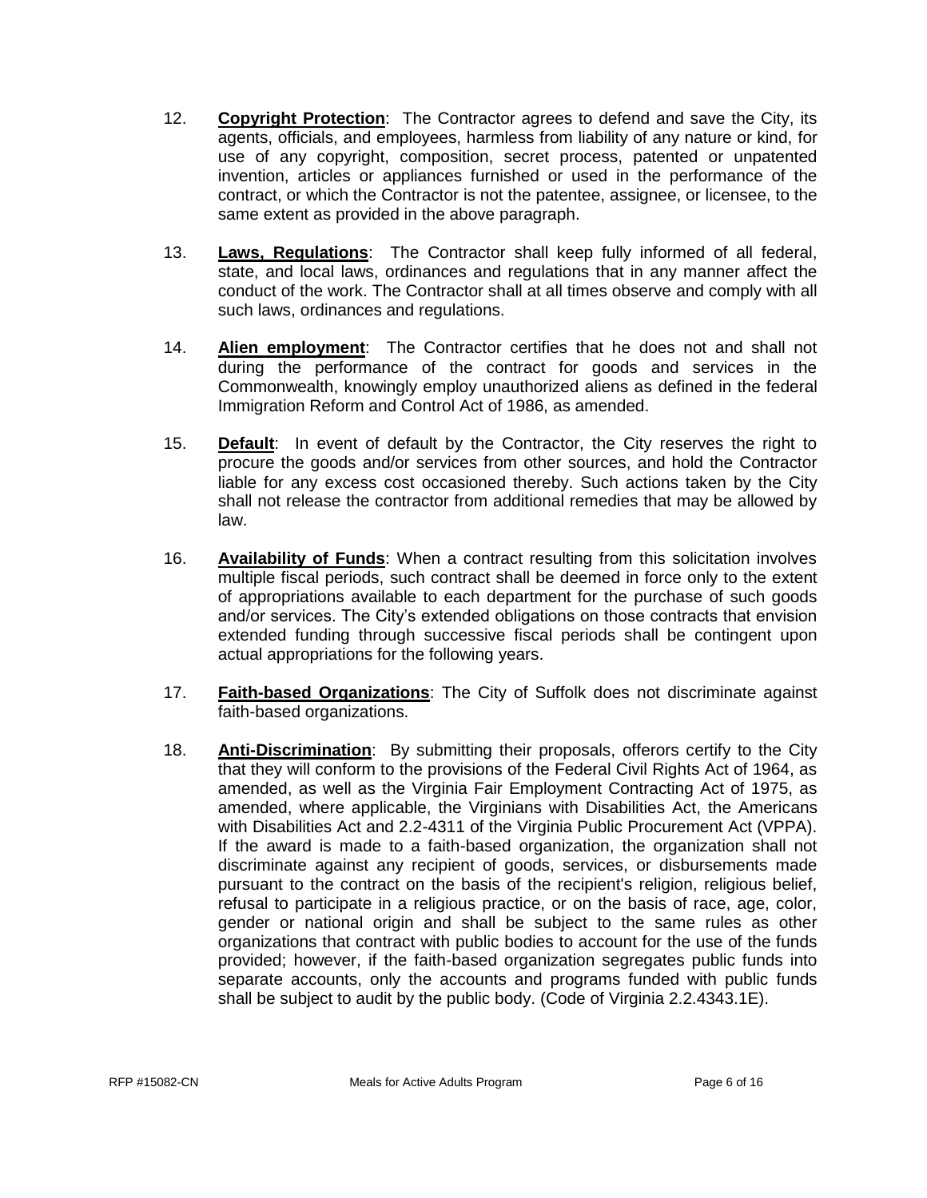12. **Copyright Protection**: The Contractor agrees to defend and save the City, its agents, officials, and employees, harmless from liability of any nature or kind, for use of any copyright, composition, secret process, patented or unpatented invention, articles or appliances furnished or used in the performance of the contract, or which the Contractor is not the patentee, assignee, or licensee, to the same extent as provided in the above paragraph.

13. **Laws, Regulations**: The Contractor shall keep fully informed of all federal, state, and local laws, ordinances and regulations that in any manner affect the conduct of the work. The Contractor shall at all times observe and comply with all such laws, ordinances and regulations.

14. **Alien employment**: The Contractor certifies that he does not and shall not during the performance of the contract for goods and services in the Commonwealth, knowingly employ unauthorized aliens as defined in the federal Immigration Reform and Control Act of 1986, as amended.

15. **Default**: In event of default by the Contractor, the City reserves the right to procure the goods and/or services from other sources, and hold the Contractor liable for any excess cost occasioned thereby. Such actions taken by the City shall not release the contractor from additional remedies that may be allowed by law.

16. **Availability of Funds**: When a contract resulting from this solicitation involves multiple fiscal periods, such contract shall be deemed in force only to the extent of appropriations available to each department for the purchase of such goods and/or services. The City's extended obligations on those contracts that envision extended funding through successive fiscal periods shall be contingent upon actual appropriations for the following years.

17. **Faith-based Organizations**: The City of Suffolk does not discriminate against faith-based organizations.

18. **Anti-Discrimination**: By submitting their proposals, offerors certify to the City that they will conform to the provisions of the Federal Civil Rights Act of 1964, as amended, as well as the Virginia Fair Employment Contracting Act of 1975, as amended, where applicable, the Virginians with Disabilities Act, the Americans with Disabilities Act and 2.2-4311 of the Virginia Public Procurement Act (VPPA). If the award is made to a faith-based organization, the organization shall not discriminate against any recipient of goods, services, or disbursements made pursuant to the contract on the basis of the recipient's religion, religious belief, refusal to participate in a religious practice, or on the basis of race, age, color, gender or national origin and shall be subject to the same rules as other organizations that contract with public bodies to account for the use of the funds provided; however, if the faith-based organization segregates public funds into separate accounts, only the accounts and programs funded with public funds shall be subject to audit by the public body. (Code of Virginia 2.2.4343.1E).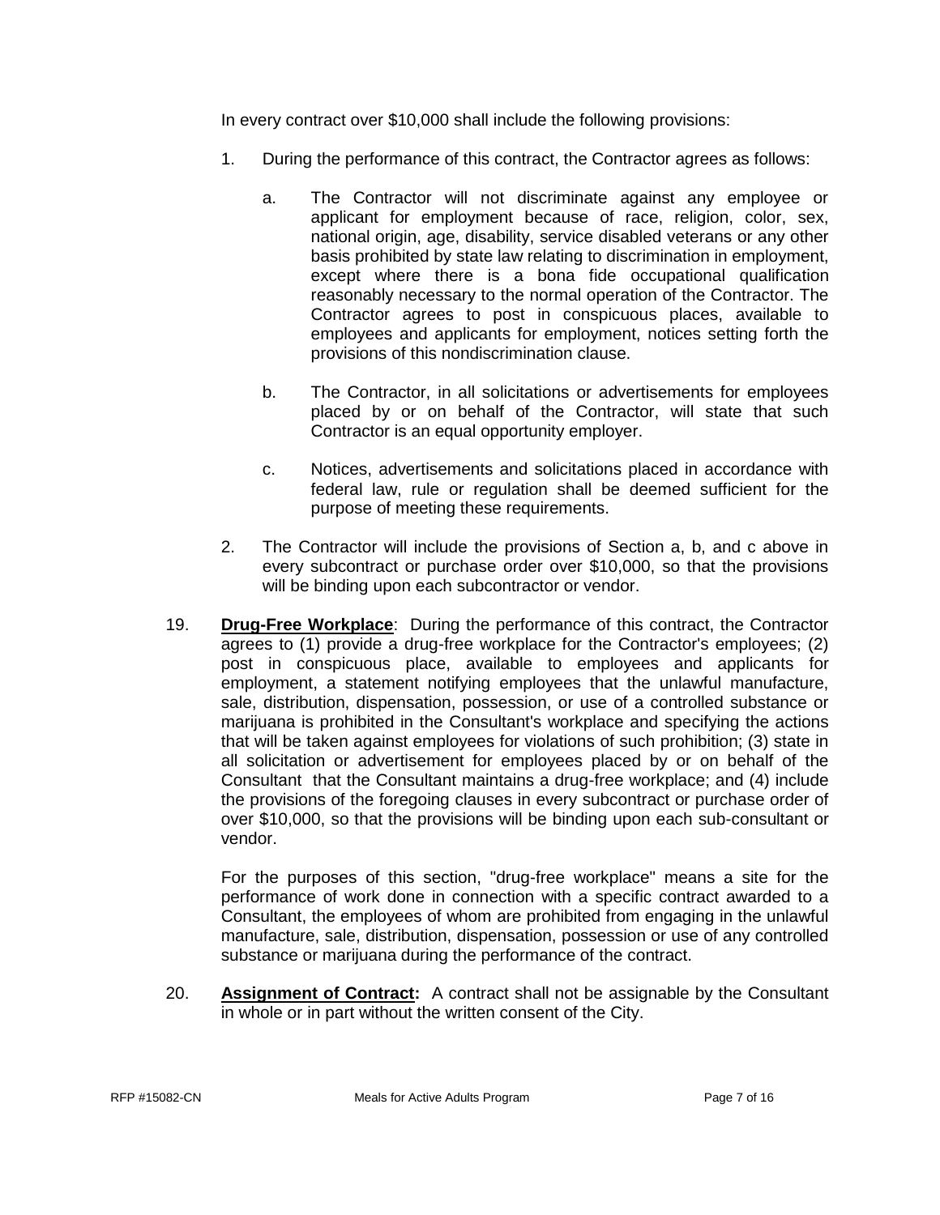In every contract over $10,000 shall include the following provisions:

1. During the performance of this contract, the Contractor agrees as follows:

   a. The Contractor will not discriminate against any employee or applicant for employment because of race, religion, color, sex, national origin, age, disability, service disabled veterans or any other basis prohibited by state law relating to discrimination in employment, except where there is a bona fide occupational qualification reasonably necessary to the normal operation of the Contractor. The Contractor agrees to post in conspicuous places, available to employees and applicants for employment, notices setting forth the provisions of this nondiscrimination clause.

   b. The Contractor, in all solicitations or advertisements for employees placed by or on behalf of the Contractor, will state that such Contractor is an equal opportunity employer.

   c. Notices, advertisements and solicitations placed in accordance with federal law, rule or regulation shall be deemed sufficient for the purpose of meeting these requirements.

2. The Contractor will include the provisions of Section a, b, and c above in every subcontract or purchase order over $10,000, so that the provisions will be binding upon each subcontractor or vendor.

19. **Drug-Free Workplace**: During the performance of this contract, the Contractor agrees to (1) provide a drug-free workplace for the Contractor's employees; (2) post in conspicuous place, available to employees and applicants for employment, a statement notifying employees that the unlawful manufacture, sale, distribution, dispensation, possession, or use of a controlled substance or marijuana is prohibited in the Consultant's workplace and specifying the actions that will be taken against employees for violations of such prohibition; (3) state in all solicitation or advertisement for employees placed by or on behalf of the Consultant that the Consultant maintains a drug-free workplace; and (4) include the provisions of the foregoing clauses in every subcontract or purchase order of over $10,000, so that the provisions will be binding upon each sub-consultant or vendor.

    For the purposes of this section, "drug-free workplace" means a site for the performance of work done in connection with a specific contract awarded to a Consultant, the employees of whom are prohibited from engaging in the unlawful manufacture, sale, distribution, dispensation, possession or use of any controlled substance or marijuana during the performance of the contract.

20. **Assignment of Contract:** A contract shall not be assignable by the Consultant in whole or in part without the written consent of the City.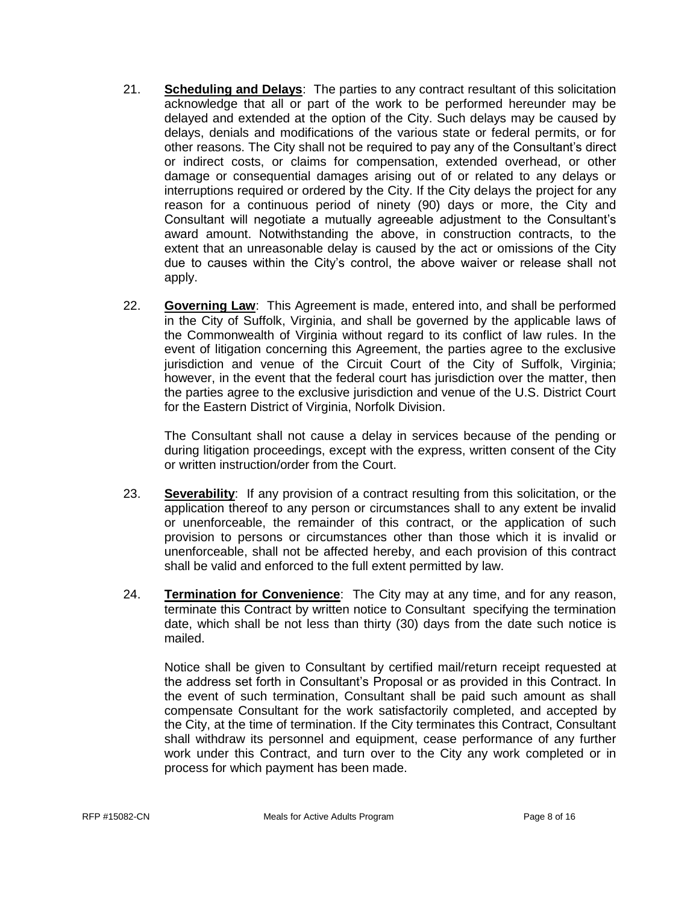21. **Scheduling and Delays**: The parties to any contract resultant of this solicitation acknowledge that all or part of the work to be performed hereunder may be delayed and extended at the option of the City. Such delays may be caused by delays, denials and modifications of the various state or federal permits, or for other reasons. The City shall not be required to pay any of the Consultant's direct or indirect costs, or claims for compensation, extended overhead, or other damage or consequential damages arising out of or related to any delays or interruptions required or ordered by the City. If the City delays the project for any reason for a continuous period of ninety (90) days or more, the City and Consultant will negotiate a mutually agreeable adjustment to the Consultant's award amount. Notwithstanding the above, in construction contracts, to the extent that an unreasonable delay is caused by the act or omissions of the City due to causes within the City's control, the above waiver or release shall not apply.

22. **Governing Law**: This Agreement is made, entered into, and shall be performed in the City of Suffolk, Virginia, and shall be governed by the applicable laws of the Commonwealth of Virginia without regard to its conflict of law rules. In the event of litigation concerning this Agreement, the parties agree to the exclusive jurisdiction and venue of the Circuit Court of the City of Suffolk, Virginia; however, in the event that the federal court has jurisdiction over the matter, then the parties agree to the exclusive jurisdiction and venue of the U.S. District Court for the Eastern District of Virginia, Norfolk Division.

    The Consultant shall not cause a delay in services because of the pending or during litigation proceedings, except with the express, written consent of the City or written instruction/order from the Court.

23. **Severability**: If any provision of a contract resulting from this solicitation, or the application thereof to any person or circumstances shall to any extent be invalid or unenforceable, the remainder of this contract, or the application of such provision to persons or circumstances other than those which it is invalid or unenforceable, shall not be affected hereby, and each provision of this contract shall be valid and enforced to the full extent permitted by law.

24. **Termination for Convenience**: The City may at any time, and for any reason, terminate this Contract by written notice to Consultant specifying the termination date, which shall be not less than thirty (30) days from the date such notice is mailed.

    Notice shall be given to Consultant by certified mail/return receipt requested at the address set forth in Consultant's Proposal or as provided in this Contract. In the event of such termination, Consultant shall be paid such amount as shall compensate Consultant for the work satisfactorily completed, and accepted by the City, at the time of termination. If the City terminates this Contract, Consultant shall withdraw its personnel and equipment, cease performance of any further work under this Contract, and turn over to the City any work completed or in process for which payment has been made.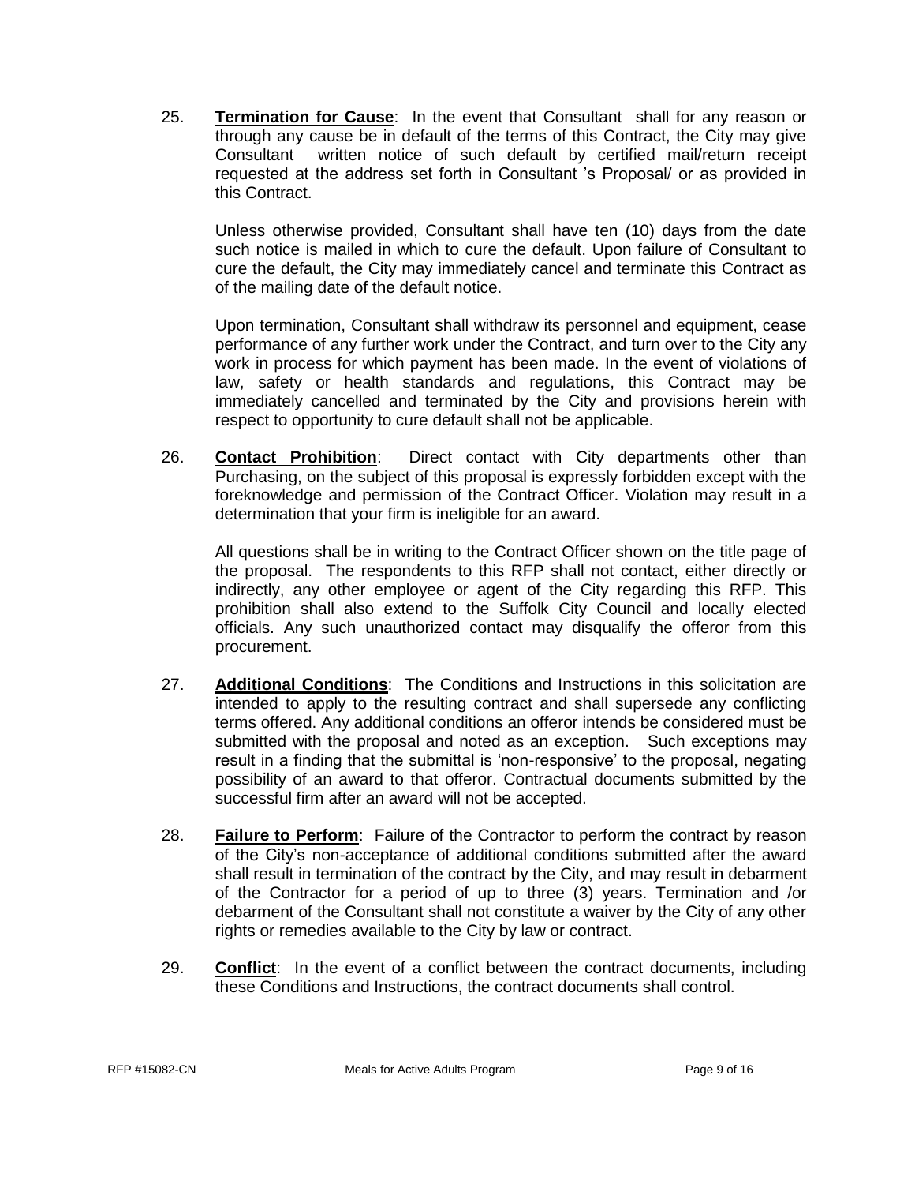25. **Termination for Cause**: In the event that Consultant shall for any reason or through any cause be in default of the terms of this Contract, the City may give Consultant written notice of such default by certified mail/return receipt requested at the address set forth in Consultant 's Proposal/ or as provided in this Contract.

    Unless otherwise provided, Consultant shall have ten (10) days from the date such notice is mailed in which to cure the default. Upon failure of Consultant to cure the default, the City may immediately cancel and terminate this Contract as of the mailing date of the default notice.

    Upon termination, Consultant shall withdraw its personnel and equipment, cease performance of any further work under the Contract, and turn over to the City any work in process for which payment has been made. In the event of violations of law, safety or health standards and regulations, this Contract may be immediately cancelled and terminated by the City and provisions herein with respect to opportunity to cure default shall not be applicable.

26. **Contact Prohibition**: Direct contact with City departments other than Purchasing, on the subject of this proposal is expressly forbidden except with the foreknowledge and permission of the Contract Officer. Violation may result in a determination that your firm is ineligible for an award.

    All questions shall be in writing to the Contract Officer shown on the title page of the proposal. The respondents to this RFP shall not contact, either directly or indirectly, any other employee or agent of the City regarding this RFP. This prohibition shall also extend to the Suffolk City Council and locally elected officials. Any such unauthorized contact may disqualify the offeror from this procurement.

27. **Additional Conditions**: The Conditions and Instructions in this solicitation are intended to apply to the resulting contract and shall supersede any conflicting terms offered. Any additional conditions an offeror intends be considered must be submitted with the proposal and noted as an exception. Such exceptions may result in a finding that the submittal is 'non-responsive' to the proposal, negating possibility of an award to that offeror. Contractual documents submitted by the successful firm after an award will not be accepted.

28. **Failure to Perform**: Failure of the Contractor to perform the contract by reason of the City's non-acceptance of additional conditions submitted after the award shall result in termination of the contract by the City, and may result in debarment of the Contractor for a period of up to three (3) years. Termination and /or debarment of the Consultant shall not constitute a waiver by the City of any other rights or remedies available to the City by law or contract.

29. **Conflict**: In the event of a conflict between the contract documents, including these Conditions and Instructions, the contract documents shall control.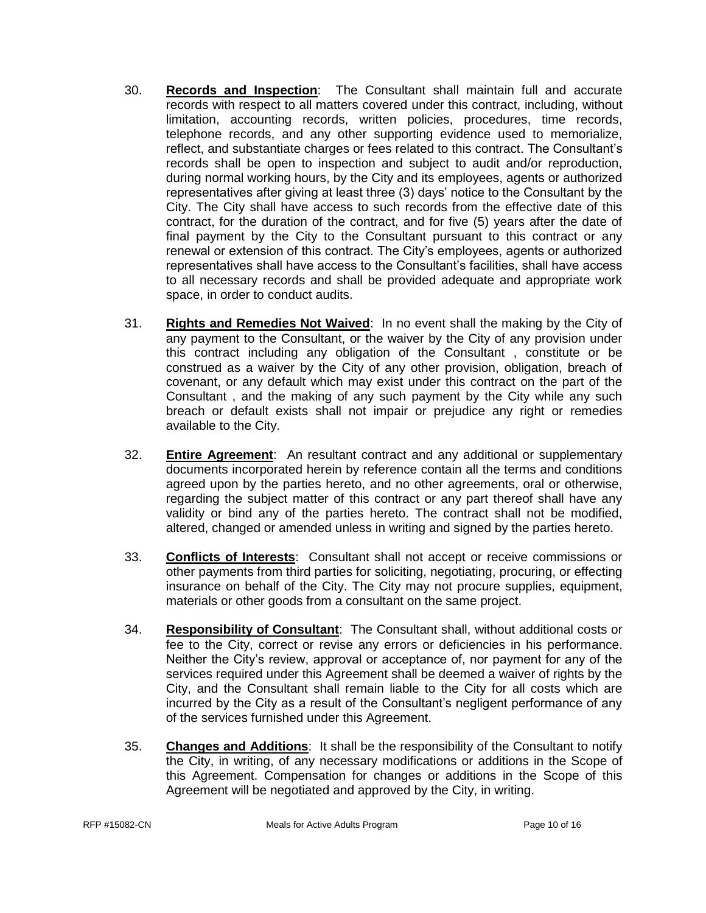30. **Records and Inspection**: The Consultant shall maintain full and accurate records with respect to all matters covered under this contract, including, without limitation, accounting records, written policies, procedures, time records, telephone records, and any other supporting evidence used to memorialize, reflect, and substantiate charges or fees related to this contract. The Consultant's records shall be open to inspection and subject to audit and/or reproduction, during normal working hours, by the City and its employees, agents or authorized representatives after giving at least three (3) days' notice to the Consultant by the City. The City shall have access to such records from the effective date of this contract, for the duration of the contract, and for five (5) years after the date of final payment by the City to the Consultant pursuant to this contract or any renewal or extension of this contract. The City's employees, agents or authorized representatives shall have access to the Consultant's facilities, shall have access to all necessary records and shall be provided adequate and appropriate work space, in order to conduct audits.

31. **Rights and Remedies Not Waived**: In no event shall the making by the City of any payment to the Consultant, or the waiver by the City of any provision under this contract including any obligation of the Consultant , constitute or be construed as a waiver by the City of any other provision, obligation, breach of covenant, or any default which may exist under this contract on the part of the Consultant , and the making of any such payment by the City while any such breach or default exists shall not impair or prejudice any right or remedies available to the City.

32. **Entire Agreement**: An resultant contract and any additional or supplementary documents incorporated herein by reference contain all the terms and conditions agreed upon by the parties hereto, and no other agreements, oral or otherwise, regarding the subject matter of this contract or any part thereof shall have any validity or bind any of the parties hereto. The contract shall not be modified, altered, changed or amended unless in writing and signed by the parties hereto.

33. **Conflicts of Interests**: Consultant shall not accept or receive commissions or other payments from third parties for soliciting, negotiating, procuring, or effecting insurance on behalf of the City. The City may not procure supplies, equipment, materials or other goods from a consultant on the same project.

34. **Responsibility of Consultant**: The Consultant shall, without additional costs or fee to the City, correct or revise any errors or deficiencies in his performance. Neither the City's review, approval or acceptance of, nor payment for any of the services required under this Agreement shall be deemed a waiver of rights by the City, and the Consultant shall remain liable to the City for all costs which are incurred by the City as a result of the Consultant's negligent performance of any of the services furnished under this Agreement.

35. **Changes and Additions**: It shall be the responsibility of the Consultant to notify the City, in writing, of any necessary modifications or additions in the Scope of this Agreement. Compensation for changes or additions in the Scope of this Agreement will be negotiated and approved by the City, in writing.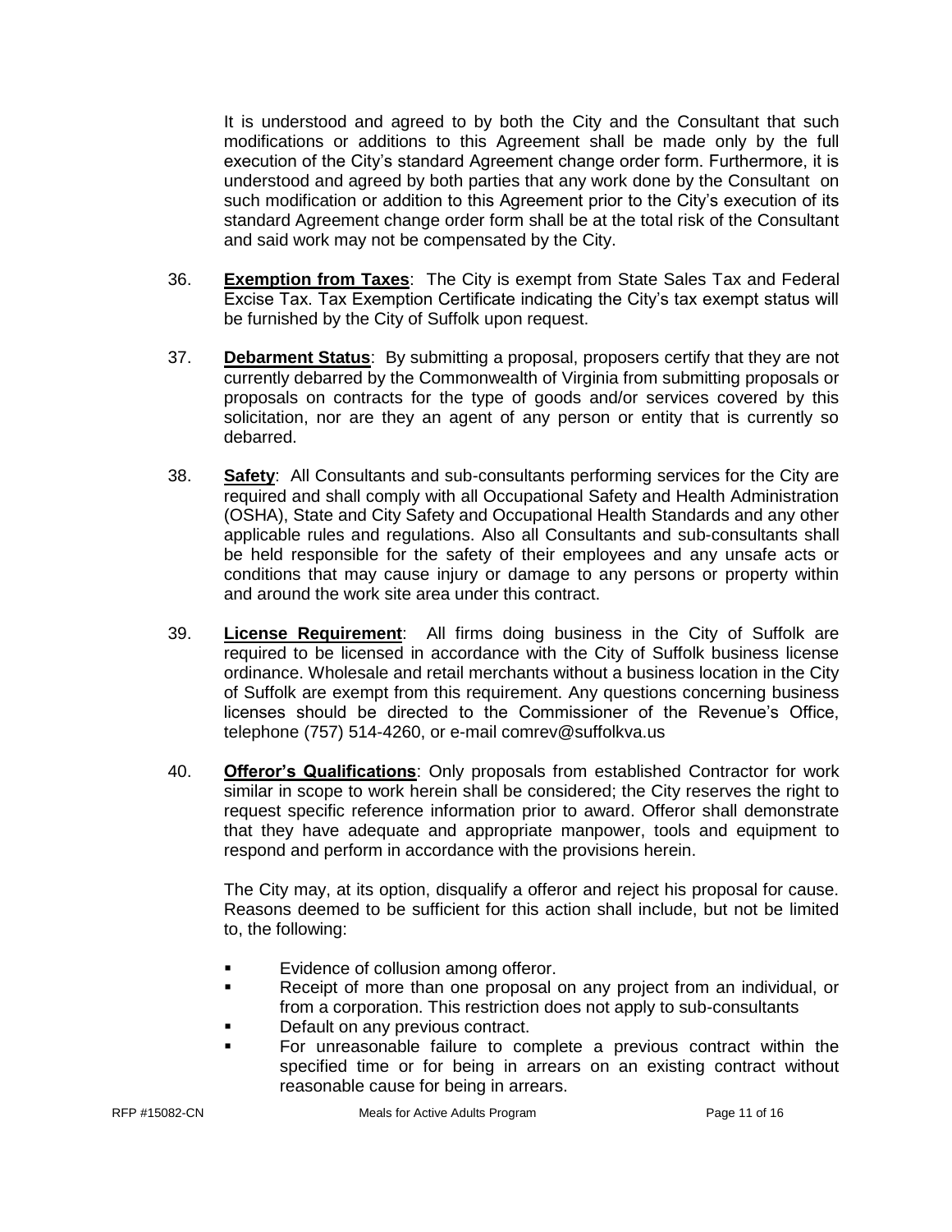It is understood and agreed to by both the City and the Consultant that such modifications or additions to this Agreement shall be made only by the full execution of the City's standard Agreement change order form. Furthermore, it is understood and agreed by both parties that any work done by the Consultant on such modification or addition to this Agreement prior to the City's execution of its standard Agreement change order form shall be at the total risk of the Consultant and said work may not be compensated by the City.

36. **Exemption from Taxes**: The City is exempt from State Sales Tax and Federal Excise Tax. Tax Exemption Certificate indicating the City's tax exempt status will be furnished by the City of Suffolk upon request.

37. **Debarment Status**: By submitting a proposal, proposers certify that they are not currently debarred by the Commonwealth of Virginia from submitting proposals or proposals on contracts for the type of goods and/or services covered by this solicitation, nor are they an agent of any person or entity that is currently so debarred.

38. **Safety**: All Consultants and sub-consultants performing services for the City are required and shall comply with all Occupational Safety and Health Administration (OSHA), State and City Safety and Occupational Health Standards and any other applicable rules and regulations. Also all Consultants and sub-consultants shall be held responsible for the safety of their employees and any unsafe acts or conditions that may cause injury or damage to any persons or property within and around the work site area under this contract.

39. **License Requirement**: All firms doing business in the City of Suffolk are required to be licensed in accordance with the City of Suffolk business license ordinance. Wholesale and retail merchants without a business location in the City of Suffolk are exempt from this requirement. Any questions concerning business licenses should be directed to the Commissioner of the Revenue's Office, telephone (757) 514-4260, or e-mail comrev@suffolkva.us

40. **Offeror's Qualifications**: Only proposals from established Contractor for work similar in scope to work herein shall be considered; the City reserves the right to request specific reference information prior to award. Offeror shall demonstrate that they have adequate and appropriate manpower, tools and equipment to respond and perform in accordance with the provisions herein.

    The City may, at its option, disqualify a offeror and reject his proposal for cause. Reasons deemed to be sufficient for this action shall include, but not be limited to, the following:

    - Evidence of collusion among offeror.
    - Receipt of more than one proposal on any project from an individual, or from a corporation. This restriction does not apply to sub-consultants
    - Default on any previous contract.
    - For unreasonable failure to complete a previous contract within the specified time or for being in arrears on an existing contract without reasonable cause for being in arrears.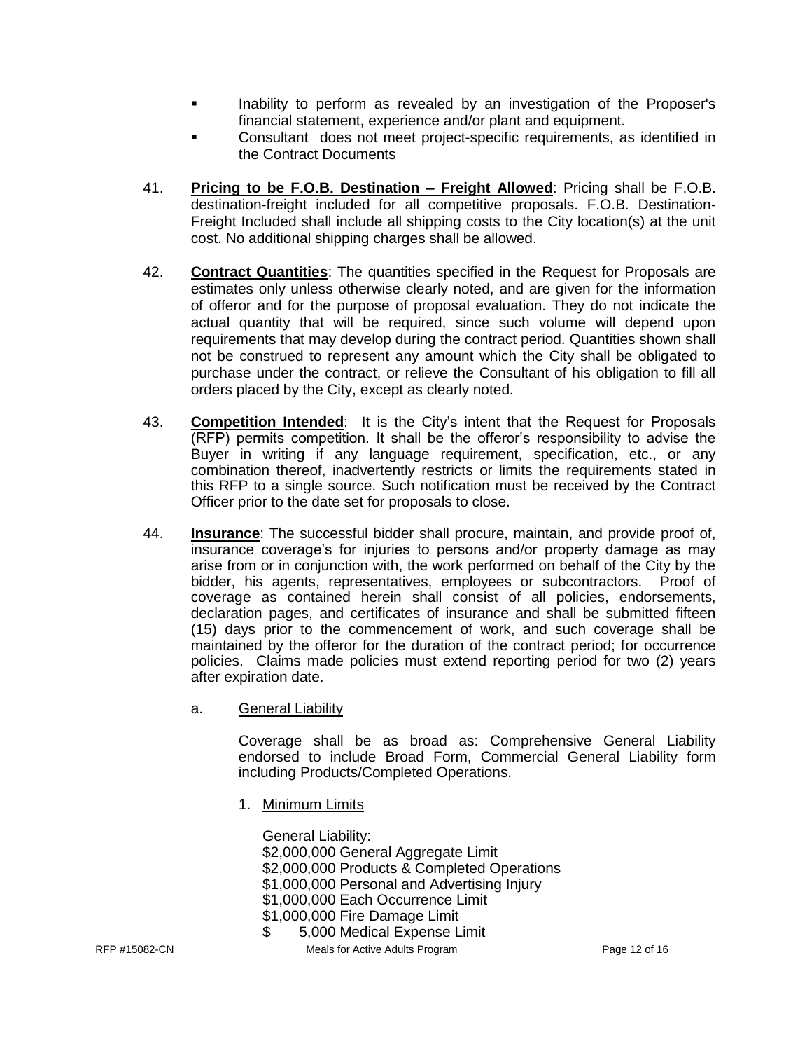- Inability to perform as revealed by an investigation of the Proposer's financial statement, experience and/or plant and equipment.
- Consultant does not meet project-specific requirements, as identified in the Contract Documents

41. **Pricing to be F.O.B. Destination – Freight Allowed**: Pricing shall be F.O.B. destination-freight included for all competitive proposals. F.O.B. Destination-Freight Included shall include all shipping costs to the City location(s) at the unit cost. No additional shipping charges shall be allowed.

42. **Contract Quantities**: The quantities specified in the Request for Proposals are estimates only unless otherwise clearly noted, and are given for the information of offeror and for the purpose of proposal evaluation. They do not indicate the actual quantity that will be required, since such volume will depend upon requirements that may develop during the contract period. Quantities shown shall not be construed to represent any amount which the City shall be obligated to purchase under the contract, or relieve the Consultant of his obligation to fill all orders placed by the City, except as clearly noted.

43. **Competition Intended**: It is the City's intent that the Request for Proposals (RFP) permits competition. It shall be the offeror's responsibility to advise the Buyer in writing if any language requirement, specification, etc., or any combination thereof, inadvertently restricts or limits the requirements stated in this RFP to a single source. Such notification must be received by the Contract Officer prior to the date set for proposals to close.

44. **Insurance**: The successful bidder shall procure, maintain, and provide proof of, insurance coverage's for injuries to persons and/or property damage as may arise from or in conjunction with, the work performed on behalf of the City by the bidder, his agents, representatives, employees or subcontractors. Proof of coverage as contained herein shall consist of all policies, endorsements, declaration pages, and certificates of insurance and shall be submitted fifteen (15) days prior to the commencement of work, and such coverage shall be maintained by the offeror for the duration of the contract period; for occurrence policies. Claims made policies must extend reporting period for two (2) years after expiration date.

    a. General Liability

    Coverage shall be as broad as: Comprehensive General Liability endorsed to include Broad Form, Commercial General Liability form including Products/Completed Operations.

    1. Minimum Limits

        General Liability:
        $2,000,000 General Aggregate Limit
        $2,000,000 Products & Completed Operations
        $1,000,000 Personal and Advertising Injury
        $1,000,000 Each Occurrence Limit
        $1,000,000 Fire Damage Limit
        $ 5,000 Medical Expense Limit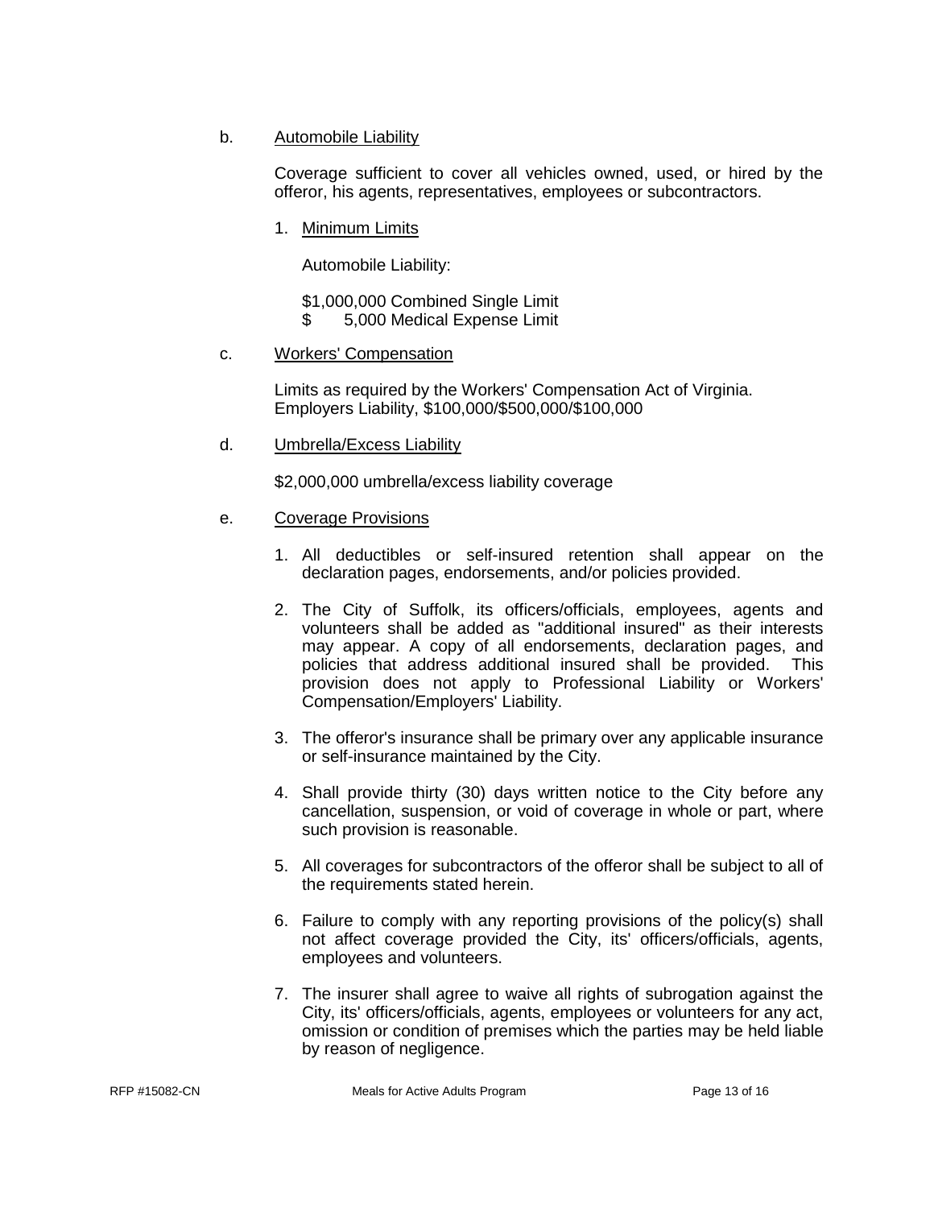b. <u>Automobile Liability</u>

Coverage sufficient to cover all vehicles owned, used, or hired by the offeror, his agents, representatives, employees or subcontractors.

1. <u>Minimum Limits</u>

   Automobile Liability:

   $1,000,000 Combined Single Limit
   $ 5,000 Medical Expense Limit

c. <u>Workers' Compensation</u>

Limits as required by the Workers' Compensation Act of Virginia.
Employers Liability, $100,000/$500,000/$100,000

d. <u>Umbrella/Excess Liability</u>

$2,000,000 umbrella/excess liability coverage

e. <u>Coverage Provisions</u>

1. All deductibles or self-insured retention shall appear on the declaration pages, endorsements, and/or policies provided.

2. The City of Suffolk, its officers/officials, employees, agents and volunteers shall be added as "additional insured" as their interests may appear. A copy of all endorsements, declaration pages, and policies that address additional insured shall be provided. This provision does not apply to Professional Liability or Workers' Compensation/Employers' Liability.

3. The offeror's insurance shall be primary over any applicable insurance or self-insurance maintained by the City.

4. Shall provide thirty (30) days written notice to the City before any cancellation, suspension, or void of coverage in whole or part, where such provision is reasonable.

5. All coverages for subcontractors of the offeror shall be subject to all of the requirements stated herein.

6. Failure to comply with any reporting provisions of the policy(s) shall not affect coverage provided the City, its' officers/officials, agents, employees and volunteers.

7. The insurer shall agree to waive all rights of subrogation against the City, its' officers/officials, agents, employees or volunteers for any act, omission or condition of premises which the parties may be held liable by reason of negligence.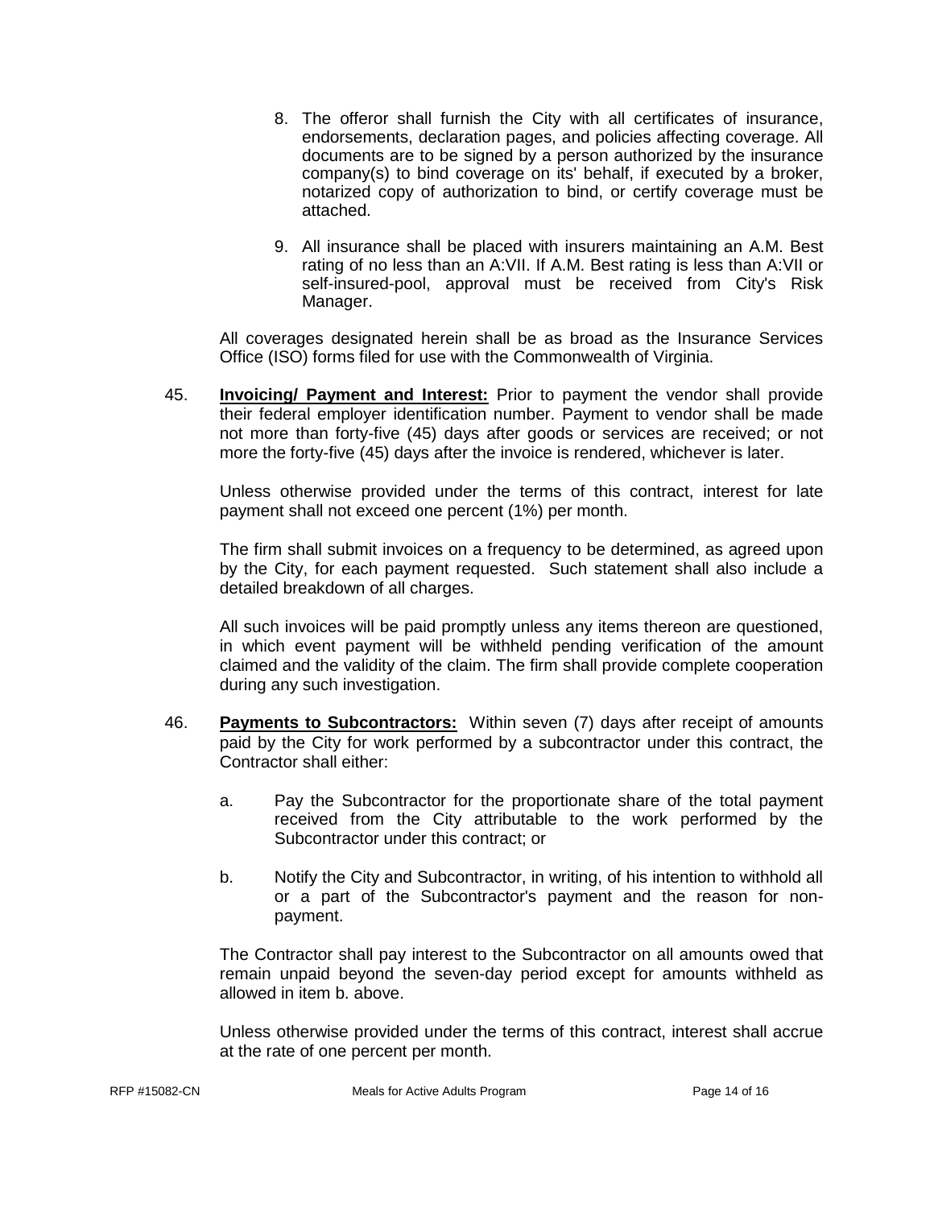8. The offeror shall furnish the City with all certificates of insurance, endorsements, declaration pages, and policies affecting coverage. All documents are to be signed by a person authorized by the insurance company(s) to bind coverage on its' behalf, if executed by a broker, notarized copy of authorization to bind, or certify coverage must be attached.

9. All insurance shall be placed with insurers maintaining an A.M. Best rating of no less than an A:VII. If A.M. Best rating is less than A:VII or self-insured-pool, approval must be received from City's Risk Manager.

All coverages designated herein shall be as broad as the Insurance Services Office (ISO) forms filed for use with the Commonwealth of Virginia.

45. **Invoicing/ Payment and Interest:** Prior to payment the vendor shall provide their federal employer identification number. Payment to vendor shall be made not more than forty-five (45) days after goods or services are received; or not more the forty-five (45) days after the invoice is rendered, whichever is later.

Unless otherwise provided under the terms of this contract, interest for late payment shall not exceed one percent (1%) per month.

The firm shall submit invoices on a frequency to be determined, as agreed upon by the City, for each payment requested. Such statement shall also include a detailed breakdown of all charges.

All such invoices will be paid promptly unless any items thereon are questioned, in which event payment will be withheld pending verification of the amount claimed and the validity of the claim. The firm shall provide complete cooperation during any such investigation.

46. **Payments to Subcontractors:** Within seven (7) days after receipt of amounts paid by the City for work performed by a subcontractor under this contract, the Contractor shall either:

a. Pay the Subcontractor for the proportionate share of the total payment received from the City attributable to the work performed by the Subcontractor under this contract; or

b. Notify the City and Subcontractor, in writing, of his intention to withhold all or a part of the Subcontractor's payment and the reason for non-payment.

The Contractor shall pay interest to the Subcontractor on all amounts owed that remain unpaid beyond the seven-day period except for amounts withheld as allowed in item b. above.

Unless otherwise provided under the terms of this contract, interest shall accrue at the rate of one percent per month.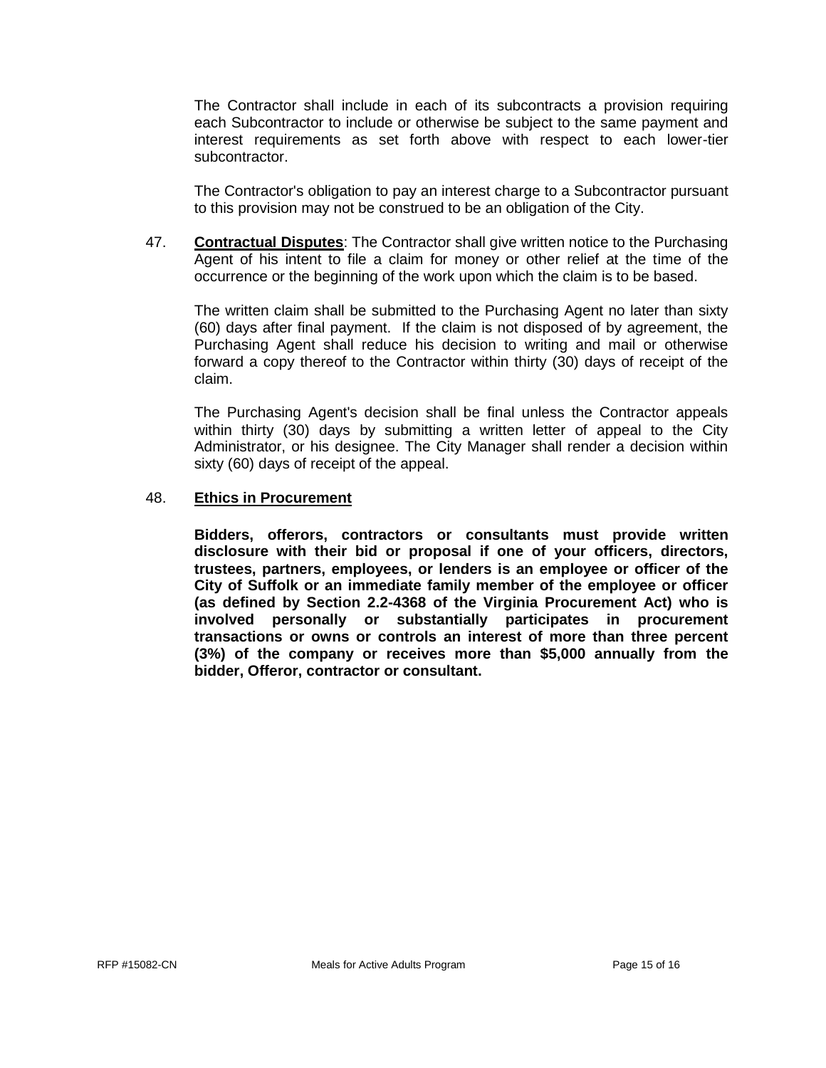The Contractor shall include in each of its subcontracts a provision requiring each Subcontractor to include or otherwise be subject to the same payment and interest requirements as set forth above with respect to each lower-tier subcontractor.

The Contractor's obligation to pay an interest charge to a Subcontractor pursuant to this provision may not be construed to be an obligation of the City.

47. **Contractual Disputes**: The Contractor shall give written notice to the Purchasing Agent of his intent to file a claim for money or other relief at the time of the occurrence or the beginning of the work upon which the claim is to be based.

The written claim shall be submitted to the Purchasing Agent no later than sixty (60) days after final payment. If the claim is not disposed of by agreement, the Purchasing Agent shall reduce his decision to writing and mail or otherwise forward a copy thereof to the Contractor within thirty (30) days of receipt of the claim.

The Purchasing Agent's decision shall be final unless the Contractor appeals within thirty (30) days by submitting a written letter of appeal to the City Administrator, or his designee. The City Manager shall render a decision within sixty (60) days of receipt of the appeal.

48. **Ethics in Procurement**

**Bidders, offerors, contractors or consultants must provide written disclosure with their bid or proposal if one of your officers, directors, trustees, partners, employees, or lenders is an employee or officer of the City of Suffolk or an immediate family member of the employee or officer (as defined by Section 2.2-4368 of the Virginia Procurement Act) who is involved personally or substantially participates in procurement transactions or owns or controls an interest of more than three percent (3%) of the company or receives more than $5,000 annually from the bidder, Offeror, contractor or consultant.**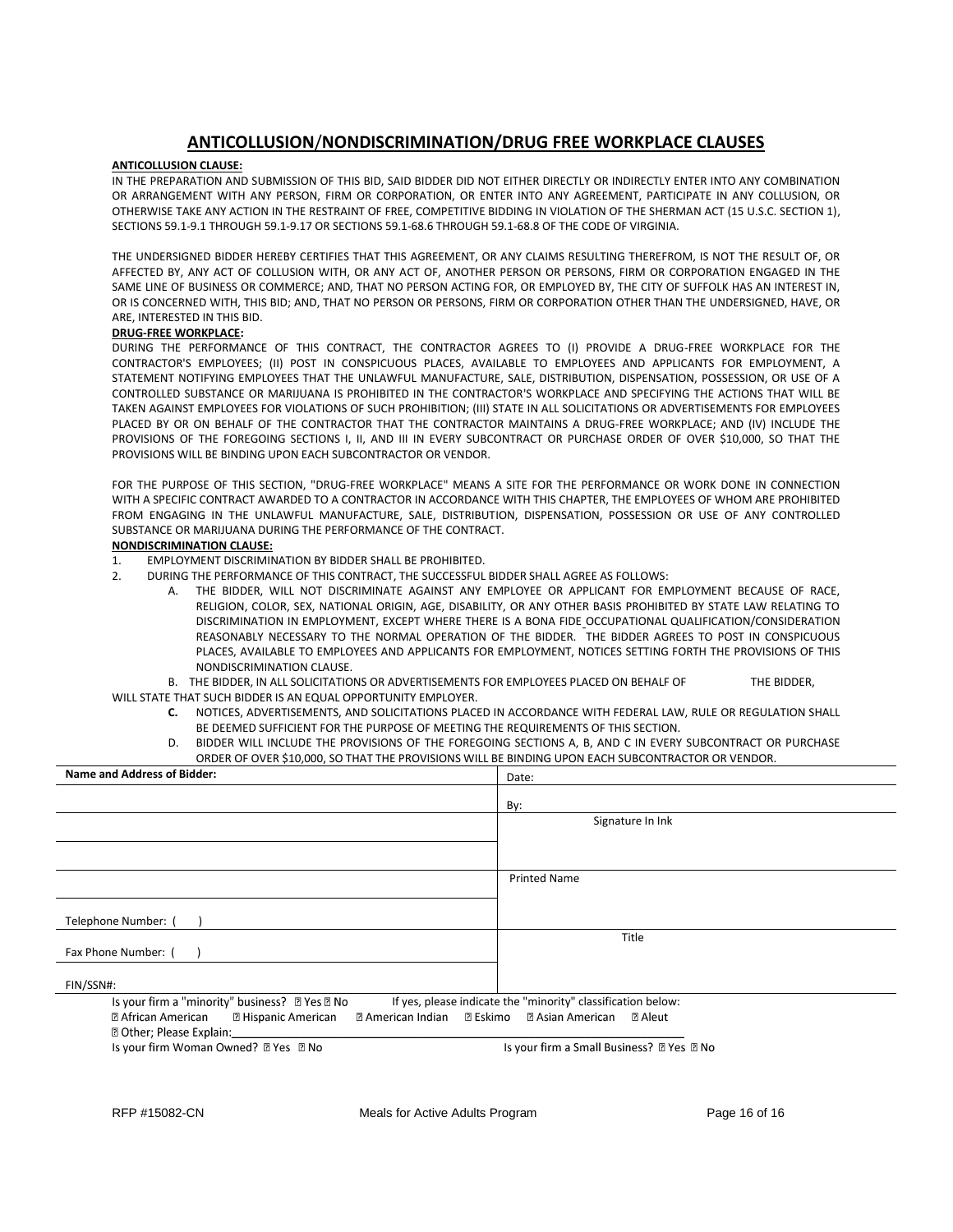# ANTICOLLUSION/NONDISCRIMINATION/DRUG FREE WORKPLACE CLAUSES

**ANTICOLLUSION CLAUSE:**

IN THE PREPARATION AND SUBMISSION OF THIS BID, SAID BIDDER DID NOT EITHER DIRECTLY OR INDIRECTLY ENTER INTO ANY COMBINATION OR ARRANGEMENT WITH ANY PERSON, FIRM OR CORPORATION, OR ENTER INTO ANY AGREEMENT, PARTICIPATE IN ANY COLLUSION, OR OTHERWISE TAKE ANY ACTION IN THE RESTRAINT OF FREE, COMPETITIVE BIDDING IN VIOLATION OF THE SHERMAN ACT (15 U.S.C. SECTION 1), SECTIONS 59.1-9.1 THROUGH 59.1-9.17 OR SECTIONS 59.1-68.6 THROUGH 59.1-68.8 OF THE CODE OF VIRGINIA.

THE UNDERSIGNED BIDDER HEREBY CERTIFIES THAT THIS AGREEMENT, OR ANY CLAIMS RESULTING THEREFROM, IS NOT THE RESULT OF, OR AFFECTED BY, ANY ACT OF COLLUSION WITH, OR ANY ACT OF, ANOTHER PERSON OR PERSONS, FIRM OR CORPORATION ENGAGED IN THE SAME LINE OF BUSINESS OR COMMERCE; AND, THAT NO PERSON ACTING FOR, OR EMPLOYED BY, THE CITY OF SUFFOLK HAS AN INTEREST IN, OR IS CONCERNED WITH, THIS BID; AND, THAT NO PERSON OR PERSONS, FIRM OR CORPORATION OTHER THAN THE UNDERSIGNED, HAVE, OR ARE, INTERESTED IN THIS BID.

**DRUG-FREE WORKPLACE:**

DURING THE PERFORMANCE OF THIS CONTRACT, THE CONTRACTOR AGREES TO (I) PROVIDE A DRUG-FREE WORKPLACE FOR THE CONTRACTOR'S EMPLOYEES; (II) POST IN CONSPICUOUS PLACES, AVAILABLE TO EMPLOYEES AND APPLICANTS FOR EMPLOYMENT, A STATEMENT NOTIFYING EMPLOYEES THAT THE UNLAWFUL MANUFACTURE, SALE, DISTRIBUTION, DISPENSATION, POSSESSION, OR USE OF A CONTROLLED SUBSTANCE OR MARIJUANA IS PROHIBITED IN THE CONTRACTOR'S WORKPLACE AND SPECIFYING THE ACTIONS THAT WILL BE TAKEN AGAINST EMPLOYEES FOR VIOLATIONS OF SUCH PROHIBITION; (III) STATE IN ALL SOLICITATIONS OR ADVERTISEMENTS FOR EMPLOYEES PLACED BY OR ON BEHALF OF THE CONTRACTOR THAT THE CONTRACTOR MAINTAINS A DRUG-FREE WORKPLACE; AND (IV) INCLUDE THE PROVISIONS OF THE FOREGOING SECTIONS I, II, AND III IN EVERY SUBCONTRACT OR PURCHASE ORDER OF OVER $10,000, SO THAT THE PROVISIONS WILL BE BINDING UPON EACH SUBCONTRACTOR OR VENDOR.

FOR THE PURPOSE OF THIS SECTION, "DRUG-FREE WORKPLACE" MEANS A SITE FOR THE PERFORMANCE OR WORK DONE IN CONNECTION WITH A SPECIFIC CONTRACT AWARDED TO A CONTRACTOR IN ACCORDANCE WITH THIS CHAPTER, THE EMPLOYEES OF WHOM ARE PROHIBITED FROM ENGAGING IN THE UNLAWFUL MANUFACTURE, SALE, DISTRIBUTION, DISPENSATION, POSSESSION OR USE OF ANY CONTROLLED SUBSTANCE OR MARIJUANA DURING THE PERFORMANCE OF THE CONTRACT.

**NONDISCRIMINATION CLAUSE:**

1. EMPLOYMENT DISCRIMINATION BY BIDDER SHALL BE PROHIBITED.
2. DURING THE PERFORMANCE OF THIS CONTRACT, THE SUCCESSFUL BIDDER SHALL AGREE AS FOLLOWS:
   - A. THE BIDDER, WILL NOT DISCRIMINATE AGAINST ANY EMPLOYEE OR APPLICANT FOR EMPLOYMENT BECAUSE OF RACE, RELIGION, COLOR, SEX, NATIONAL ORIGIN, AGE, DISABILITY, OR ANY OTHER BASIS PROHIBITED BY STATE LAW RELATING TO DISCRIMINATION IN EMPLOYMENT, EXCEPT WHERE THERE IS A BONA FIDE OCCUPATIONAL QUALIFICATION/CONSIDERATION REASONABLY NECESSARY TO THE NORMAL OPERATION OF THE BIDDER. THE BIDDER AGREES TO POST IN CONSPICUOUS PLACES, AVAILABLE TO EMPLOYEES AND APPLICANTS FOR EMPLOYMENT, NOTICES SETTING FORTH THE PROVISIONS OF THIS NONDISCRIMINATION CLAUSE.
   - B. THE BIDDER, IN ALL SOLICITATIONS OR ADVERTISEMENTS FOR EMPLOYEES PLACED ON BEHALF OF THE BIDDER, WILL STATE THAT SUCH BIDDER IS AN EQUAL OPPORTUNITY EMPLOYER.
   - **C.** NOTICES, ADVERTISEMENTS, AND SOLICITATIONS PLACED IN ACCORDANCE WITH FEDERAL LAW, RULE OR REGULATION SHALL BE DEEMED SUFFICIENT FOR THE PURPOSE OF MEETING THE REQUIREMENTS OF THIS SECTION.
   - D. BIDDER WILL INCLUDE THE PROVISIONS OF THE FOREGOING SECTIONS A, B, AND C IN EVERY SUBCONTRACT OR PURCHASE ORDER OF OVER $10,000, SO THAT THE PROVISIONS WILL BE BINDING UPON EACH SUBCONTRACTOR OR VENDOR.

| **Name and Address of Bidder:** | Date: |
|---|---|
| | By: |
| | Signature In Ink |
| | |
| | Printed Name |
| Telephone Number: ( ) | |
| Fax Phone Number: ( ) | Title |
| FIN/SSN#: | |

Is your firm a "minority" business? ☐ Yes ☐ No    If yes, please indicate the "minority" classification below:

☐ African American ☐ Hispanic American ☐ American Indian ☐ Eskimo ☐ Asian American ☐ Aleut

☐ Other; Please Explain:\_\_\_\_\_\_\_\_\_\_\_\_\_\_\_\_\_\_\_\_\_\_\_\_\_\_\_\_\_\_\_\_\_\_\_\_\_\_\_\_

Is your firm Woman Owned? ☐ Yes ☐ No    Is your firm a Small Business? ☐ Yes ☐ No